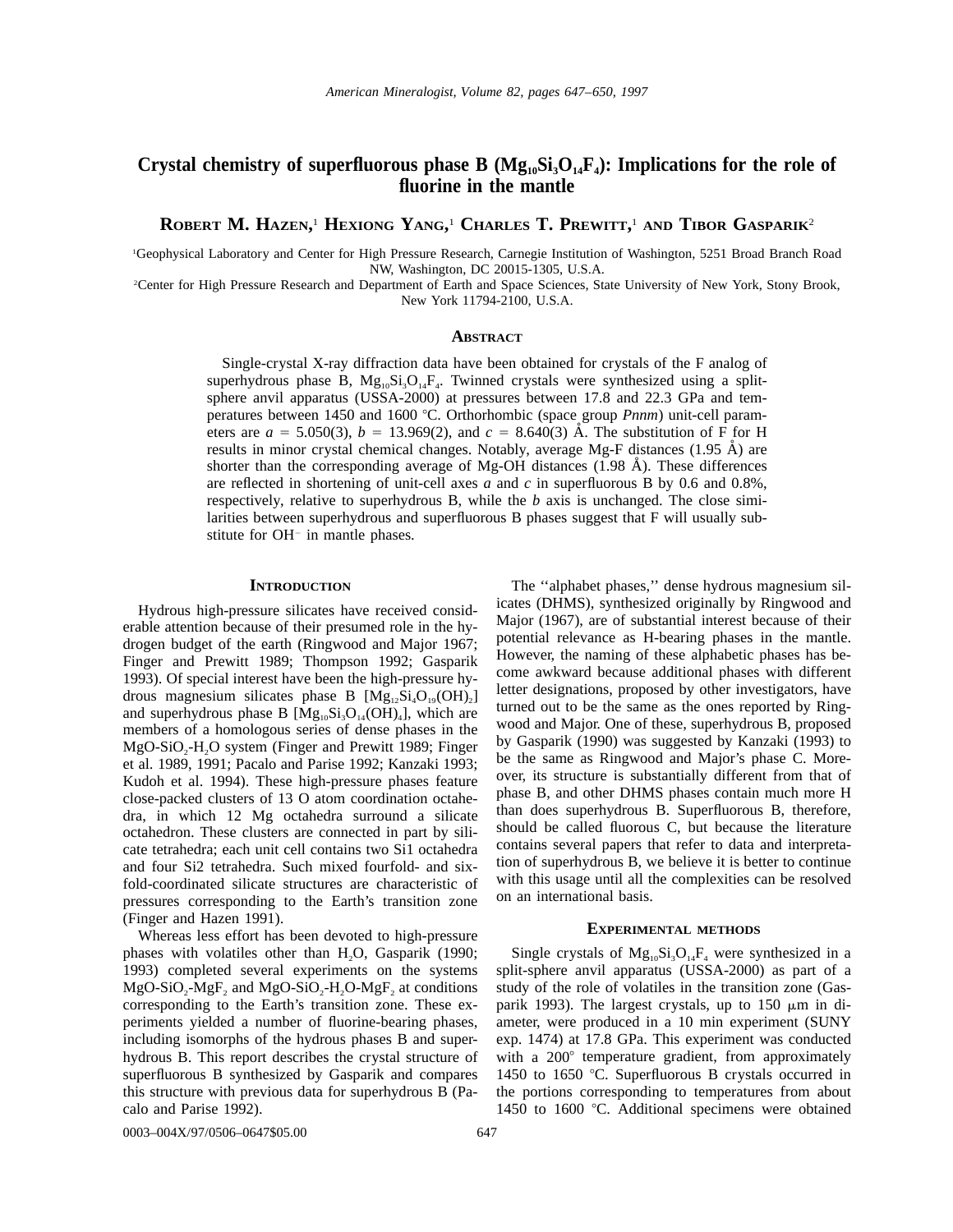# Crystal chemistry of superfluorous phase B ($Mg_{10}Si_3O_{14}F_4$): Implications for the role of fluorine in the mantle

**Robert M. Hazen,**[1] **Hexiong Yang,**[1] **Charles T. Prewitt,**[1] **and Tibor Gasparik**[2]

[1]Geophysical Laboratory and Center for High Pressure Research, Carnegie Institution of Washington, 5251 Broad Branch Road NW, Washington, DC 20015-1305, U.S.A.

[2]Center for High Pressure Research and Department of Earth and Space Sciences, State University of New York, Stony Brook, New York 11794-2100, U.S.A.

## Abstract

Single-crystal X-ray diffraction data have been obtained for crystals of the F analog of superhydrous phase B, $Mg_{10}Si_3O_{14}F_4$. Twinned crystals were synthesized using a split-sphere anvil apparatus (USSA-2000) at pressures between 17.8 and 22.3 GPa and temperatures between 1450 and 1600 °C. Orthorhombic (space group *Pnnm*) unit-cell parameters are $a = 5.050(3)$, $b = 13.969(2)$, and $c = 8.640(3)$ Å. The substitution of F for H results in minor crystal chemical changes. Notably, average Mg-F distances (1.95 Å) are shorter than the corresponding average of Mg-OH distances (1.98 Å). These differences are reflected in shortening of unit-cell axes *a* and *c* in superfluorous B by 0.6 and 0.8%, respectively, relative to superhydrous B, while the *b* axis is unchanged. The close similarities between superhydrous and superfluorous B phases suggest that F will usually substitute for $OH^-$ in mantle phases.

## Introduction

Hydrous high-pressure silicates have received considerable attention because of their presumed role in the hydrogen budget of the earth (Ringwood and Major 1967; Finger and Prewitt 1989; Thompson 1992; Gasparik 1993). Of special interest have been the high-pressure hydrous magnesium silicates phase B [$Mg_{12}Si_4O_{19}(OH)_2$] and superhydrous phase B [$Mg_{10}Si_3O_{14}(OH)_4$], which are members of a homologous series of dense phases in the $MgO$-$SiO_2$-$H_2O$ system (Finger and Prewitt 1989; Finger et al. 1989, 1991; Pacalo and Parise 1992; Kanzaki 1993; Kudoh et al. 1994). These high-pressure phases feature close-packed clusters of 13 O atom coordination octahedra, in which 12 Mg octahedra surround a silicate octahedron. These clusters are connected in part by silicate tetrahedra; each unit cell contains two Si1 octahedra and four Si2 tetrahedra. Such mixed fourfold- and sixfold-coordinated silicate structures are characteristic of pressures corresponding to the Earth's transition zone (Finger and Hazen 1991).

Whereas less effort has been devoted to high-pressure phases with volatiles other than $H_2O$, Gasparik (1990; 1993) completed several experiments on the systems $MgO$-$SiO_2$-$MgF_2$ and $MgO$-$SiO_2$-$H_2O$-$MgF_2$ at conditions corresponding to the Earth's transition zone. These experiments yielded a number of fluorine-bearing phases, including isomorphs of the hydrous phases B and superhydrous B. This report describes the crystal structure of superfluorous B synthesized by Gasparik and compares this structure with previous data for superhydrous B (Pacalo and Parise 1992).

The ''alphabet phases,'' dense hydrous magnesium silicates (DHMS), synthesized originally by Ringwood and Major (1967), are of substantial interest because of their potential relevance as H-bearing phases in the mantle. However, the naming of these alphabetic phases has become awkward because additional phases with different letter designations, proposed by other investigators, have turned out to be the same as the ones reported by Ringwood and Major. One of these, superhydrous B, proposed by Gasparik (1990) was suggested by Kanzaki (1993) to be the same as Ringwood and Major's phase C. Moreover, its structure is substantially different from that of phase B, and other DHMS phases contain much more H than does superhydrous B. Superfluorous B, therefore, should be called fluorous C, but because the literature contains several papers that refer to data and interpretation of superhydrous B, we believe it is better to continue with this usage until all the complexities can be resolved on an international basis.

## Experimental methods

Single crystals of $Mg_{10}Si_3O_{14}F_4$ were synthesized in a split-sphere anvil apparatus (USSA-2000) as part of a study of the role of volatiles in the transition zone (Gasparik 1993). The largest crystals, up to 150 μm in diameter, were produced in a 10 min experiment (SUNY exp. 1474) at 17.8 GPa. This experiment was conducted with a 200° temperature gradient, from approximately 1450 to 1650 °C. Superfluorous B crystals occurred in the portions corresponding to temperatures from about 1450 to 1600 °C. Additional specimens were obtained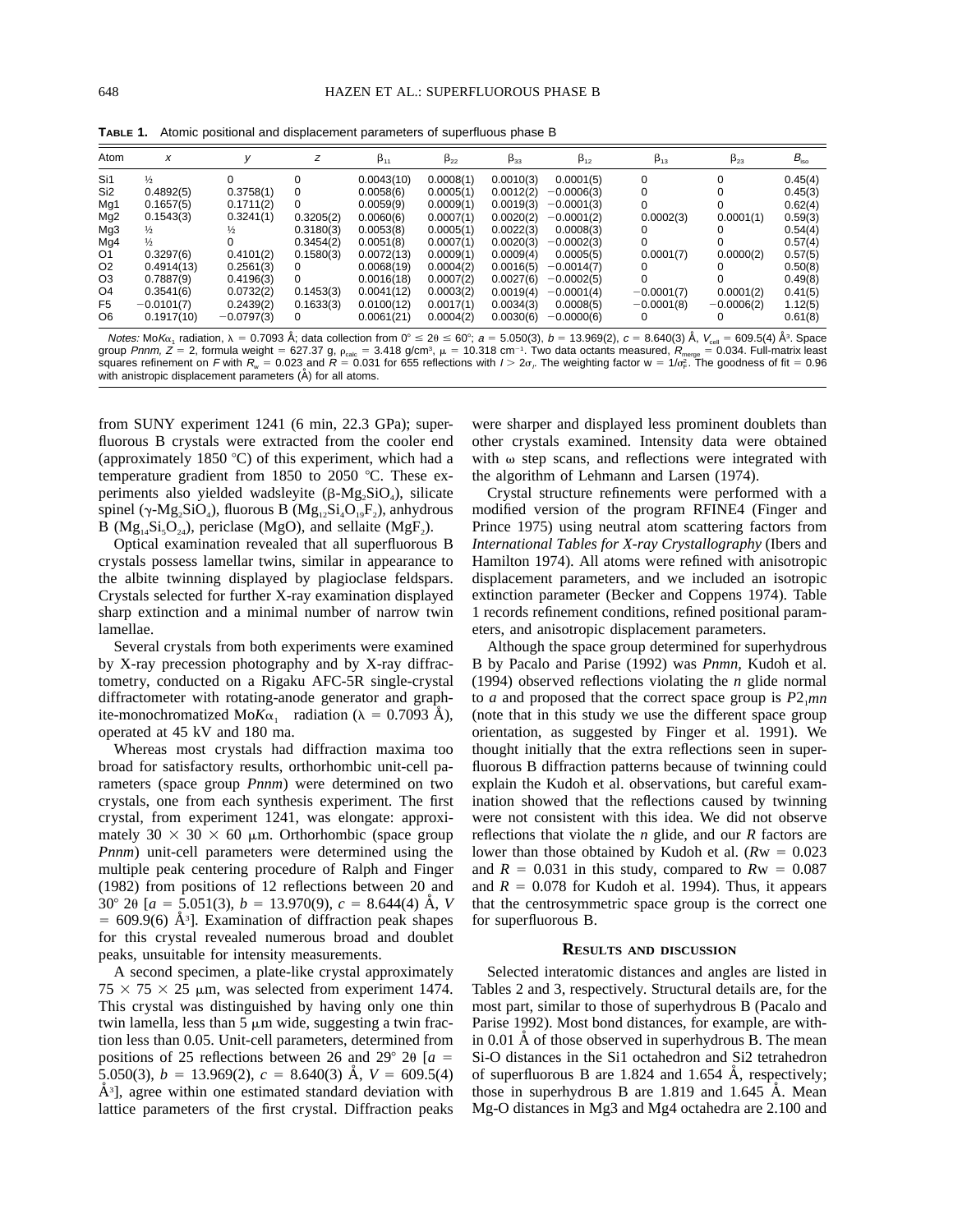**TABLE 1.** Atomic positional and displacement parameters of superfluous phase B

| Atom | $x$ | $y$ | $z$ | $\beta_{11}$ | $\beta_{22}$ | $\beta_{33}$ | $\beta_{12}$ | $\beta_{13}$ | $\beta_{23}$ | $B_{iso}$ |
|---|---|---|---|---|---|---|---|---|---|---|
| Si1 | ½ | 0 | 0 | 0.0043(10) | 0.0008(1) | 0.0010(3) | 0.0001(5) | 0 | 0 | 0.45(4) |
| Si2 | 0.4892(5) | 0.3758(1) | 0 | 0.0058(6) | 0.0005(1) | 0.0012(2) | −0.0006(3) | 0 | 0 | 0.45(3) |
| Mg1 | 0.1657(5) | 0.1711(2) | 0 | 0.0059(9) | 0.0009(1) | 0.0019(3) | −0.0001(3) | 0 | 0 | 0.62(4) |
| Mg2 | 0.1543(3) | 0.3241(1) | 0.3205(2) | 0.0060(6) | 0.0007(1) | 0.0020(2) | −0.0001(2) | 0.0002(3) | 0.0001(1) | 0.59(3) |
| Mg3 | ½ | ½ | 0.3180(3) | 0.0053(8) | 0.0005(1) | 0.0022(3) | 0.0008(3) | 0 | 0 | 0.54(4) |
| Mg4 | ½ | 0 | 0.3454(2) | 0.0051(8) | 0.0007(1) | 0.0020(3) | −0.0002(3) | 0 | 0 | 0.57(4) |
| O1 | 0.3297(6) | 0.4101(2) | 0.1580(3) | 0.0072(13) | 0.0009(1) | 0.0009(4) | 0.0005(5) | 0.0001(7) | 0.0000(2) | 0.57(5) |
| O2 | 0.4914(13) | 0.2561(3) | 0 | 0.0068(19) | 0.0004(2) | 0.0016(5) | −0.0014(7) | 0 | 0 | 0.50(8) |
| O3 | 0.7887(9) | 0.4196(3) | 0 | 0.0016(18) | 0.0007(2) | 0.0027(6) | −0.0002(5) | 0 | 0 | 0.49(8) |
| O4 | 0.3541(6) | 0.0732(2) | 0.1453(3) | 0.0041(12) | 0.0003(2) | 0.0019(4) | −0.0001(4) | −0.0001(7) | 0.0001(2) | 0.41(5) |
| F5 | −0.0101(7) | 0.2439(2) | 0.1633(3) | 0.0100(12) | 0.0017(1) | 0.0034(3) | 0.0008(5) | −0.0001(8) | −0.0006(2) | 1.12(5) |
| O6 | 0.1917(10) | −0.0797(3) | 0 | 0.0061(21) | 0.0004(2) | 0.0030(6) | −0.0000(6) | 0 | 0 | 0.61(8) |

*Notes:* Mo$K\alpha_1$ radiation, $\lambda$ = 0.7093 Å; data collection from 0° ≤ 2θ ≤ 60°; $a$ = 5.050(3), $b$ = 13.969(2), $c$ = 8.640(3) Å, $V_{cell}$ = 609.5(4) Å³. Space group *Pnnm*, $Z$ = 2, formula weight = 627.37 g, $\rho_{calc}$ = 3.418 g/cm³, $\mu$ = 10.318 cm⁻¹. Two data octants measured, $R_{merge}$ = 0.034. Full-matrix least squares refinement on $F$ with $R_w$ = 0.023 and $R$ = 0.031 for 655 reflections with $I > 2\sigma_I$. The weighting factor w = $1/\sigma_F^2$. The goodness of fit = 0.96 with anistropic displacement parameters (Å) for all atoms.

from SUNY experiment 1241 (6 min, 22.3 GPa); superfluorous B crystals were extracted from the cooler end (approximately 1850 °C) of this experiment, which had a temperature gradient from 1850 to 2050 °C. These experiments also yielded wadsleyite ($\beta$-$Mg_2SiO_4$), silicate spinel ($\gamma$-$Mg_2SiO_4$), fluorous B ($Mg_{12}Si_4O_{19}F_2$), anhydrous B ($Mg_{14}Si_5O_{24}$), periclase (MgO), and sellaite ($MgF_2$).

Optical examination revealed that all superfluorous B crystals possess lamellar twins, similar in appearance to the albite twinning displayed by plagioclase feldspars. Crystals selected for further X-ray examination displayed sharp extinction and a minimal number of narrow twin lamellae.

Several crystals from both experiments were examined by X-ray precession photography and by X-ray diffractometry, conducted on a Rigaku AFC-5R single-crystal diffractometer with rotating-anode generator and graphite-monochromatized Mo$K\alpha_1$ radiation ($\lambda$ = 0.7093 Å), operated at 45 kV and 180 ma.

Whereas most crystals had diffraction maxima too broad for satisfactory results, orthorhombic unit-cell parameters (space group *Pnnm*) were determined on two crystals, one from each synthesis experiment. The first crystal, from experiment 1241, was elongate: approximately 30 × 30 × 60 μm. Orthorhombic (space group *Pnnm*) unit-cell parameters were determined using the multiple peak centering procedure of Ralph and Finger (1982) from positions of 12 reflections between 20 and 30° 2θ [$a$ = 5.051(3), $b$ = 13.970(9), $c$ = 8.644(4) Å, $V$ = 609.9(6) Å³]. Examination of diffraction peak shapes for this crystal revealed numerous broad and doublet peaks, unsuitable for intensity measurements.

A second specimen, a plate-like crystal approximately 75 × 75 × 25 μm, was selected from experiment 1474. This crystal was distinguished by having only one thin twin lamella, less than 5 μm wide, suggesting a twin fraction less than 0.05. Unit-cell parameters, determined from positions of 25 reflections between 26 and 29° 2θ [$a$ = 5.050(3), $b$ = 13.969(2), $c$ = 8.640(3) Å, $V$ = 609.5(4) Å³], agree within one estimated standard deviation with lattice parameters of the first crystal. Diffraction peaks were sharper and displayed less prominent doublets than other crystals examined. Intensity data were obtained with ω step scans, and reflections were integrated with the algorithm of Lehmann and Larsen (1974).

Crystal structure refinements were performed with a modified version of the program RFINE4 (Finger and Prince 1975) using neutral atom scattering factors from *International Tables for X-ray Crystallography* (Ibers and Hamilton 1974). All atoms were refined with anisotropic displacement parameters, and we included an isotropic extinction parameter (Becker and Coppens 1974). Table 1 records refinement conditions, refined positional parameters, and anisotropic displacement parameters.

Although the space group determined for superhydrous B by Pacalo and Parise (1992) was *Pnmn*, Kudoh et al. (1994) observed reflections violating the *n* glide normal to *a* and proposed that the correct space group is $P2_1mn$ (note that in this study we use the different space group orientation, as suggested by Finger et al. 1991). We thought initially that the extra reflections seen in superfluorous B diffraction patterns because of twinning could explain the Kudoh et al. observations, but careful examination showed that the reflections caused by twinning were not consistent with this idea. We did not observe reflections that violate the *n* glide, and our *R* factors are lower than those obtained by Kudoh et al. ($R$w = 0.023 and $R$ = 0.031 in this study, compared to $R$w = 0.087 and $R$ = 0.078 for Kudoh et al. 1994). Thus, it appears that the centrosymmetric space group is the correct one for superfluorous B.

## RESULTS AND DISCUSSION

Selected interatomic distances and angles are listed in Tables 2 and 3, respectively. Structural details are, for the most part, similar to those of superhydrous B (Pacalo and Parise 1992). Most bond distances, for example, are within 0.01 Å of those observed in superhydrous B. The mean Si-O distances in the Si1 octahedron and Si2 tetrahedron of superfluorous B are 1.824 and 1.654 Å, respectively; those in superhydrous B are 1.819 and 1.645 Å. Mean Mg-O distances in Mg3 and Mg4 octahedra are 2.100 and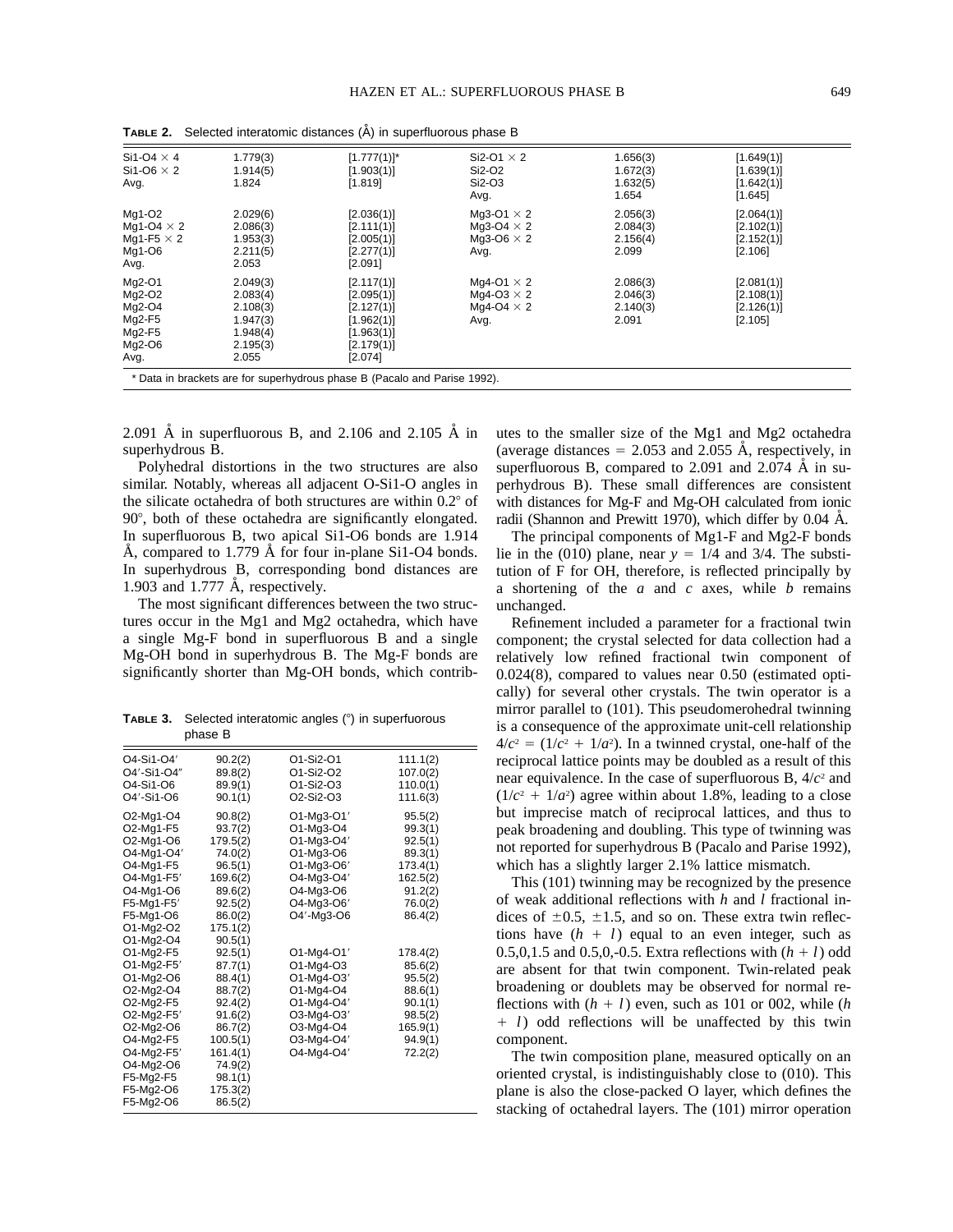**TABLE 2.** Selected interatomic distances (Å) in superfluorous phase B

| | | | | | |
|---|---|---|---|---|---|
| Si1-O4 × 4 | 1.779(3) | [1.777(1)]* | Si2-O1 × 2 | 1.656(3) | [1.649(1)] |
| Si1-O6 × 2 | 1.914(5) | [1.903(1)] | Si2-O2 | 1.672(3) | [1.639(1)] |
| Avg. | 1.824 | [1.819] | Si2-O3 | 1.632(5) | [1.642(1)] |
| | | | Avg. | 1.654 | [1.645] |
| Mg1-O2 | 2.029(6) | [2.036(1)] | Mg3-O1 × 2 | 2.056(3) | [2.064(1)] |
| Mg1-O4 × 2 | 2.086(3) | [2.111(1)] | Mg3-O4 × 2 | 2.084(3) | [2.102(1)] |
| Mg1-F5 × 2 | 1.953(3) | [2.005(1)] | Mg3-O6 × 2 | 2.156(4) | [2.152(1)] |
| Mg1-O6 | 2.211(5) | [2.277(1)] | Avg. | 2.099 | [2.106] |
| Avg. | 2.053 | [2.091] | | | |
| Mg2-O1 | 2.049(3) | [2.117(1)] | Mg4-O1 × 2 | 2.086(3) | [2.081(1)] |
| Mg2-O2 | 2.083(4) | [2.095(1)] | Mg4-O3 × 2 | 2.046(3) | [2.108(1)] |
| Mg2-O4 | 2.108(3) | [2.127(1)] | Mg4-O4 × 2 | 2.140(3) | [2.126(1)] |
| Mg2-F5 | 1.947(3) | [1.962(1)] | Avg. | 2.091 | [2.105] |
| Mg2-F5 | 1.948(4) | [1.963(1)] | | | |
| Mg2-O6 | 2.195(3) | [2.179(1)] | | | |
| Avg. | 2.055 | [2.074] | | | |

\* Data in brackets are for superhydrous phase B (Pacalo and Parise 1992).

2.091 Å in superfluorous B, and 2.106 and 2.105 Å in superhydrous B.

Polyhedral distortions in the two structures are also similar. Notably, whereas all adjacent O-Si1-O angles in the silicate octahedra of both structures are within 0.2° of 90°, both of these octahedra are significantly elongated. In superfluorous B, two apical Si1-O6 bonds are 1.914 Å, compared to 1.779 Å for four in-plane Si1-O4 bonds. In superhydrous B, corresponding bond distances are 1.903 and 1.777 Å, respectively.

The most significant differences between the two structures occur in the Mg1 and Mg2 octahedra, which have a single Mg-F bond in superfluorous B and a single Mg-OH bond in superhydrous B. The Mg-F bonds are significantly shorter than Mg-OH bonds, which contributes to the smaller size of the Mg1 and Mg2 octahedra (average distances = 2.053 and 2.055 Å, respectively, in superfluorous B, compared to 2.091 and 2.074 Å in superhydrous B). These small differences are consistent with distances for Mg-F and Mg-OH calculated from ionic radii (Shannon and Prewitt 1970), which differ by 0.04 Å.

The principal components of Mg1-F and Mg2-F bonds lie in the (010) plane, near $y = 1/4$ and $3/4$. The substitution of F for OH, therefore, is reflected principally by a shortening of the $a$ and $c$ axes, while $b$ remains unchanged.

Refinement included a parameter for a fractional twin component; the crystal selected for data collection had a relatively low refined fractional twin component of 0.024(8), compared to values near 0.50 (estimated optically) for several other crystals. The twin operator is a mirror parallel to (101). This pseudomerohedral twinning is a consequence of the approximate unit-cell relationship $4/c^2 = (1/c^2 + 1/a^2)$. In a twinned crystal, one-half of the reciprocal lattice points may be doubled as a result of this near equivalence. In the case of superfluorous B, $4/c^2$ and $(1/c^2 + 1/a^2)$ agree within about 1.8%, leading to a close but imprecise match of reciprocal lattices, and thus to peak broadening and doubling. This type of twinning was not reported for superhydrous B (Pacalo and Parise 1992), which has a slightly larger 2.1% lattice mismatch.

This (101) twinning may be recognized by the presence of weak additional reflections with $h$ and $l$ fractional indices of ±0.5, ±1.5, and so on. These extra twin reflections have $(h + l)$ equal to an even integer, such as 0.5,0,1.5 and 0.5,0,-0.5. Extra reflections with $(h + l)$ odd are absent for that twin component. Twin-related peak broadening or doublets may be observed for normal reflections with $(h + l)$ even, such as 101 or 002, while $(h + l)$ odd reflections will be unaffected by this twin component.

The twin composition plane, measured optically on an oriented crystal, is indistinguishably close to (010). This plane is also the close-packed O layer, which defines the stacking of octahedral layers. The (101) mirror operation

**TABLE 3.** Selected interatomic angles (°) in superfluorous phase B

| | | | |
|---|---|---|---|
| O4-Si1-O4′ | 90.2(2) | O1-Si2-O1 | 111.1(2) |
| O4′-Si1-O4″ | 89.8(2) | O1-Si2-O2 | 107.0(2) |
| O4-Si1-O6 | 89.9(1) | O1-Si2-O3 | 110.0(1) |
| O4′-Si1-O6 | 90.1(1) | O2-Si2-O3 | 111.6(3) |
| O2-Mg1-O4 | 90.8(2) | O1-Mg3-O1′ | 95.5(2) |
| O2-Mg1-F5 | 93.7(2) | O1-Mg3-O4 | 99.3(1) |
| O2-Mg1-O6 | 179.5(2) | O1-Mg3-O4′ | 92.5(1) |
| O4-Mg1-O4′ | 74.0(2) | O1-Mg3-O6 | 89.3(1) |
| O4-Mg1-F5 | 96.5(1) | O1-Mg3-O6′ | 173.4(1) |
| O4-Mg1-F5′ | 169.6(2) | O4-Mg3-O4′ | 162.5(2) |
| O4-Mg1-O6 | 89.6(2) | O4-Mg3-O6 | 91.2(2) |
| F5-Mg1-F5′ | 92.5(2) | O4-Mg3-O6′ | 76.0(2) |
| F5-Mg1-O6 | 86.0(2) | O4′-Mg3-O6 | 86.4(2) |
| O1-Mg2-O2 | 175.1(2) | | |
| O1-Mg2-O4 | 90.5(1) | | |
| O1-Mg2-F5 | 92.5(1) | O1-Mg4-O1′ | 178.4(2) |
| O1-Mg2-F5′ | 87.7(1) | O1-Mg4-O3 | 85.6(2) |
| O1-Mg2-O6 | 88.4(1) | O1-Mg4-O3′ | 95.5(2) |
| O2-Mg2-O4 | 88.7(2) | O1-Mg4-O4 | 88.6(1) |
| O2-Mg2-F5 | 92.4(2) | O1-Mg4-O4′ | 90.1(1) |
| O2-Mg2-F5′ | 91.6(2) | O3-Mg4-O3′ | 98.5(2) |
| O2-Mg2-O6 | 86.7(2) | O3-Mg4-O4 | 165.9(1) |
| O4-Mg2-F5 | 100.5(1) | O3-Mg4-O4′ | 94.9(1) |
| O4-Mg2-F5′ | 161.4(1) | O4-Mg4-O4′ | 72.2(2) |
| O4-Mg2-O6 | 74.9(2) | | |
| F5-Mg2-F5 | 98.1(1) | | |
| F5-Mg2-O6 | 175.3(2) | | |
| F5-Mg2-O6 | 86.5(2) | | |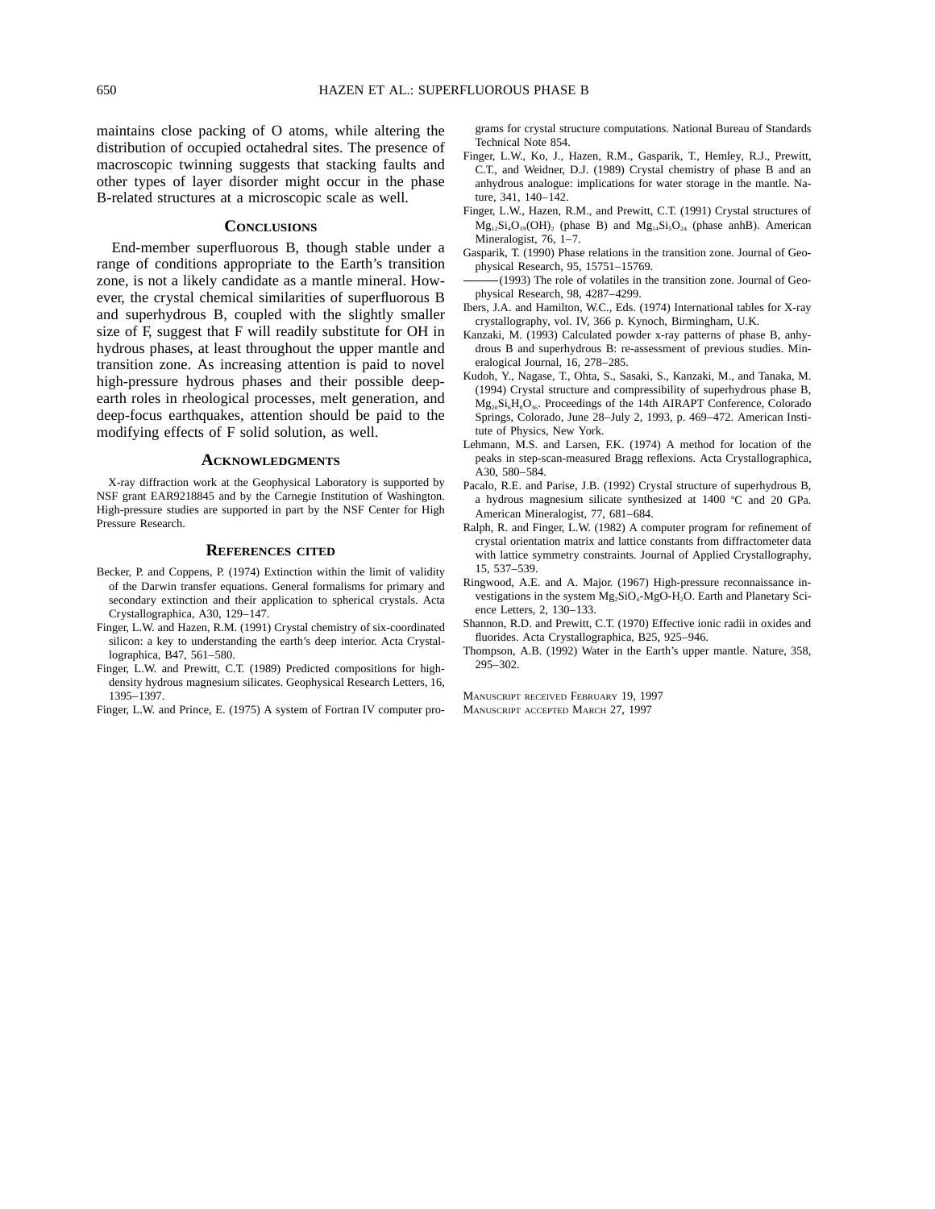maintains close packing of O atoms, while altering the distribution of occupied octahedral sites. The presence of macroscopic twinning suggests that stacking faults and other types of layer disorder might occur in the phase B-related structures at a microscopic scale as well.

## Conclusions

End-member superfluorous B, though stable under a range of conditions appropriate to the Earth's transition zone, is not a likely candidate as a mantle mineral. However, the crystal chemical similarities of superfluorous B and superhydrous B, coupled with the slightly smaller size of F, suggest that F will readily substitute for OH in hydrous phases, at least throughout the upper mantle and transition zone. As increasing attention is paid to novel high-pressure hydrous phases and their possible deep-earth roles in rheological processes, melt generation, and deep-focus earthquakes, attention should be paid to the modifying effects of F solid solution, as well.

## Acknowledgments

X-ray diffraction work at the Geophysical Laboratory is supported by NSF grant EAR9218845 and by the Carnegie Institution of Washington. High-pressure studies are supported in part by the NSF Center for High Pressure Research.

## References cited

Becker, P. and Coppens, P. (1974) Extinction within the limit of validity of the Darwin transfer equations. General formalisms for primary and secondary extinction and their application to spherical crystals. Acta Crystallographica, A30, 129–147.

Finger, L.W. and Hazen, R.M. (1991) Crystal chemistry of six-coordinated silicon: a key to understanding the earth's deep interior. Acta Crystallographica, B47, 561–580.

Finger, L.W. and Prewitt, C.T. (1989) Predicted compositions for high-density hydrous magnesium silicates. Geophysical Research Letters, 16, 1395–1397.

Finger, L.W. and Prince, E. (1975) A system of Fortran IV computer programs for crystal structure computations. National Bureau of Standards Technical Note 854.

Finger, L.W., Ko, J., Hazen, R.M., Gasparik, T., Hemley, R.J., Prewitt, C.T., and Weidner, D.J. (1989) Crystal chemistry of phase B and an anhydrous analogue: implications for water storage in the mantle. Nature, 341, 140–142.

Finger, L.W., Hazen, R.M., and Prewitt, C.T. (1991) Crystal structures of $Mg_{12}Si_4O_{19}(OH)_2$ (phase B) and $Mg_{14}Si_5O_{24}$ (phase anhB). American Mineralogist, 76, 1–7.

Gasparik, T. (1990) Phase relations in the transition zone. Journal of Geophysical Research, 95, 15751–15769.

——— (1993) The role of volatiles in the transition zone. Journal of Geophysical Research, 98, 4287–4299.

Ibers, J.A. and Hamilton, W.C., Eds. (1974) International tables for X-ray crystallography, vol. IV, 366 p. Kynoch, Birmingham, U.K.

Kanzaki, M. (1993) Calculated powder x-ray patterns of phase B, anhydrous B and superhydrous B: re-assessment of previous studies. Mineralogical Journal, 16, 278–285.

Kudoh, Y., Nagase, T., Ohta, S., Sasaki, S., Kanzaki, M., and Tanaka, M. (1994) Crystal structure and compressibility of superhydrous phase B, $Mg_{20}Si_6H_8O_{36}$. Proceedings of the 14th AIRAPT Conference, Colorado Springs, Colorado, June 28–July 2, 1993, p. 469–472. American Institute of Physics, New York.

Lehmann, M.S. and Larsen, F.K. (1974) A method for location of the peaks in step-scan-measured Bragg reflexions. Acta Crystallographica, A30, 580–584.

Pacalo, R.E. and Parise, J.B. (1992) Crystal structure of superhydrous B, a hydrous magnesium silicate synthesized at 1400 °C and 20 GPa. American Mineralogist, 77, 681–684.

Ralph, R. and Finger, L.W. (1982) A computer program for refinement of crystal orientation matrix and lattice constants from diffractometer data with lattice symmetry constraints. Journal of Applied Crystallography, 15, 537–539.

Ringwood, A.E. and A. Major. (1967) High-pressure reconnaissance investigations in the system $Mg_2SiO_4$-MgO-$H_2O$. Earth and Planetary Science Letters, 2, 130–133.

Shannon, R.D. and Prewitt, C.T. (1970) Effective ionic radii in oxides and fluorides. Acta Crystallographica, B25, 925–946.

Thompson, A.B. (1992) Water in the Earth's upper mantle. Nature, 358, 295–302.

Manuscript received February 19, 1997
Manuscript accepted March 27, 1997